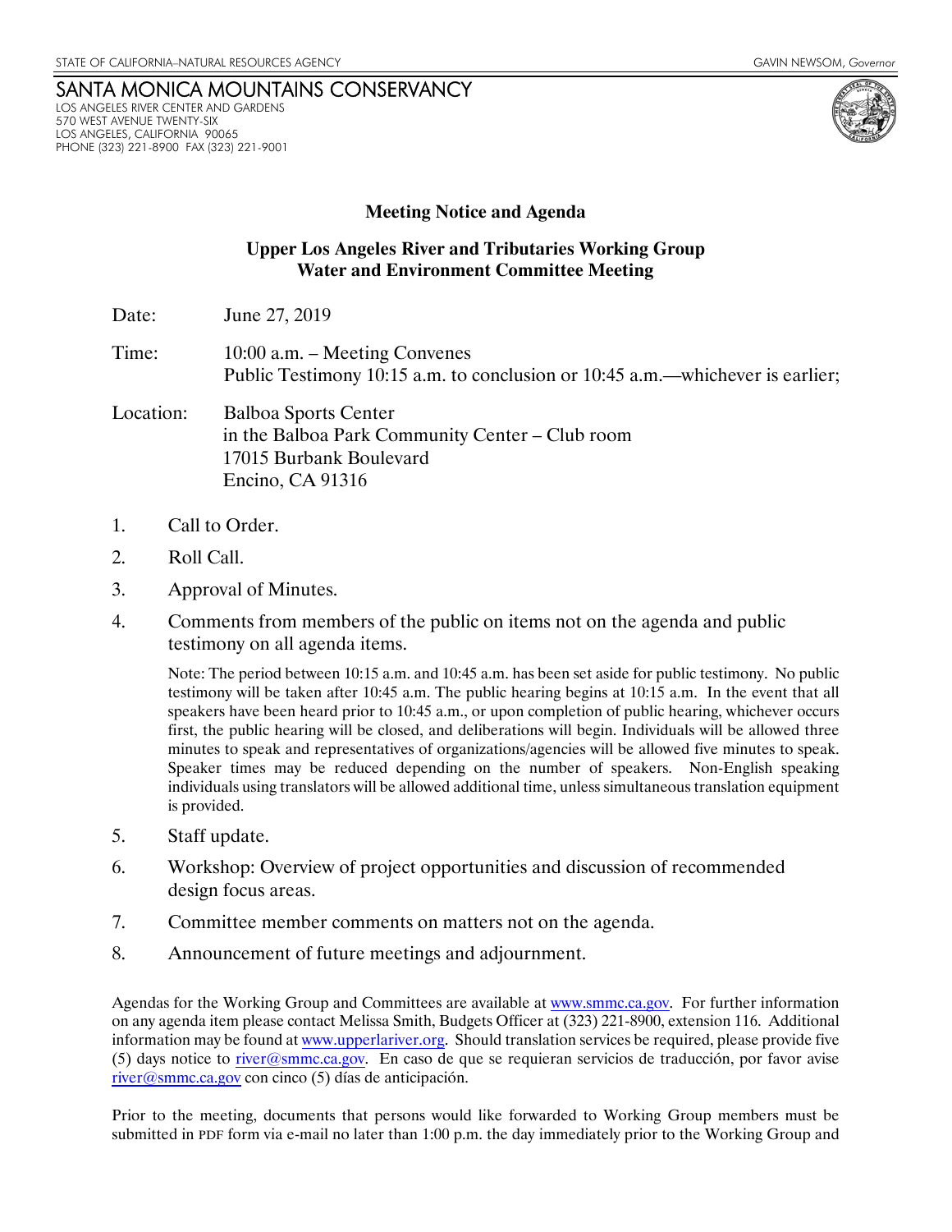STATE OF CALIFORNIA–NATURAL RESOURCES AGENCY GAVIN NEWSOM, *Governor*

# SANTA MONICA MOUNTAINS CONSERVANCY

LOS ANGELES RIVER CENTER AND GARDENS
570 WEST AVENUE TWENTY-SIX
LOS ANGELES, CALIFORNIA 90065
PHONE (323) 221-8900 FAX (323) 221-9001

## Meeting Notice and Agenda

### Upper Los Angeles River and Tributaries Working Group
### Water and Environment Committee Meeting

Date: June 27, 2019

Time: 10:00 a.m. – Meeting Convenes
Public Testimony 10:15 a.m. to conclusion or 10:45 a.m.—whichever is earlier;

Location: Balboa Sports Center
in the Balboa Park Community Center – Club room
17015 Burbank Boulevard
Encino, CA 91316

1. Call to Order.
2. Roll Call.
3. Approval of Minutes.
4. Comments from members of the public on items not on the agenda and public testimony on all agenda items.

   Note: The period between 10:15 a.m. and 10:45 a.m. has been set aside for public testimony. No public testimony will be taken after 10:45 a.m. The public hearing begins at 10:15 a.m. In the event that all speakers have been heard prior to 10:45 a.m., or upon completion of public hearing, whichever occurs first, the public hearing will be closed, and deliberations will begin. Individuals will be allowed three minutes to speak and representatives of organizations/agencies will be allowed five minutes to speak. Speaker times may be reduced depending on the number of speakers. Non-English speaking individuals using translators will be allowed additional time, unless simultaneous translation equipment is provided.

5. Staff update.
6. Workshop: Overview of project opportunities and discussion of recommended design focus areas.
7. Committee member comments on matters not on the agenda.
8. Announcement of future meetings and adjournment.

Agendas for the Working Group and Committees are available at www.smmc.ca.gov. For further information on any agenda item please contact Melissa Smith, Budgets Officer at (323) 221-8900, extension 116. Additional information may be found at www.upperlariver.org. Should translation services be required, please provide five (5) days notice to river@smmc.ca.gov. En caso de que se requieran servicios de traducción, por favor avise river@smmc.ca.gov con cinco (5) días de anticipación.

Prior to the meeting, documents that persons would like forwarded to Working Group members must be submitted in PDF form via e-mail no later than 1:00 p.m. the day immediately prior to the Working Group and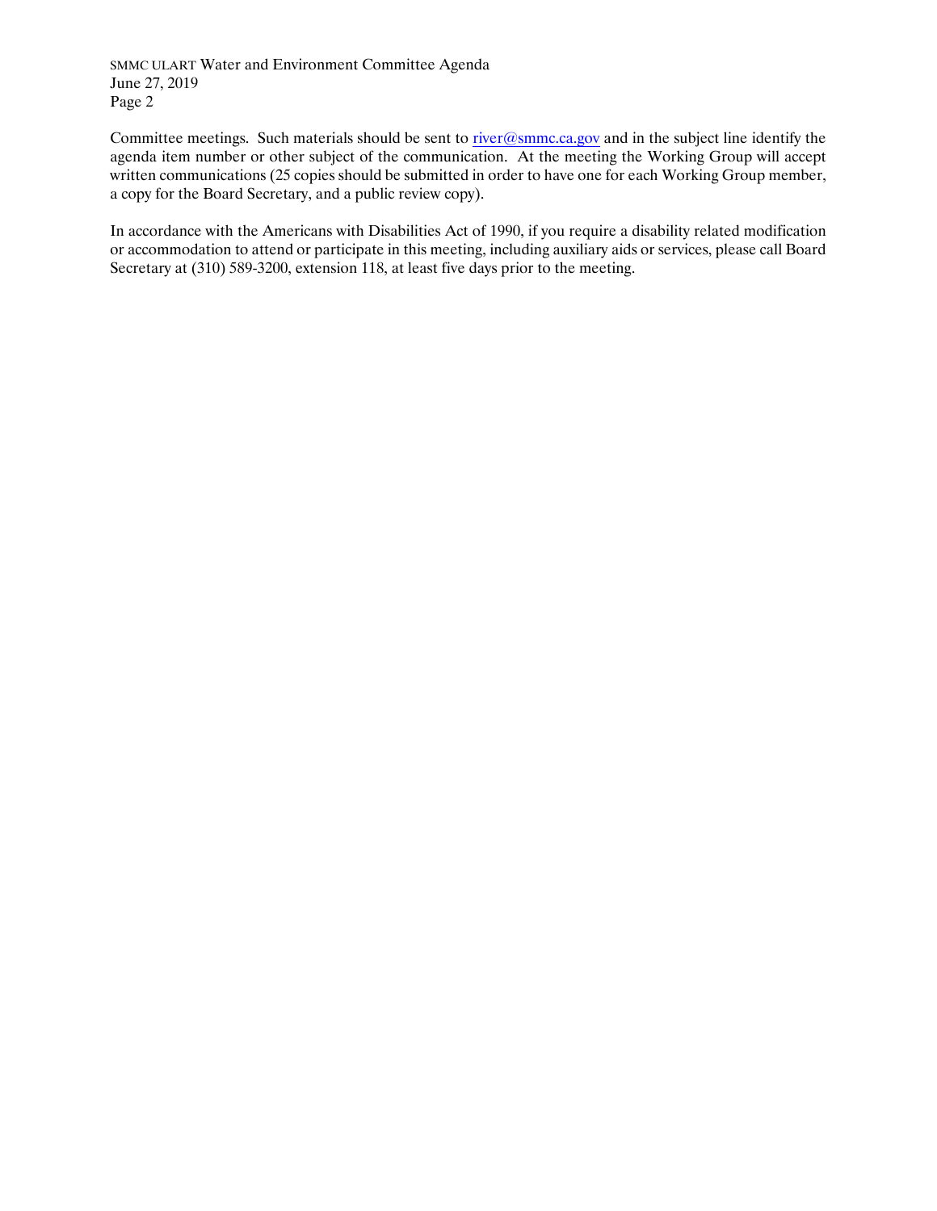Committee meetings. Such materials should be sent to river@smmc.ca.gov and in the subject line identify the agenda item number or other subject of the communication. At the meeting the Working Group will accept written communications (25 copies should be submitted in order to have one for each Working Group member, a copy for the Board Secretary, and a public review copy).

In accordance with the Americans with Disabilities Act of 1990, if you require a disability related modification or accommodation to attend or participate in this meeting, including auxiliary aids or services, please call Board Secretary at (310) 589-3200, extension 118, at least five days prior to the meeting.